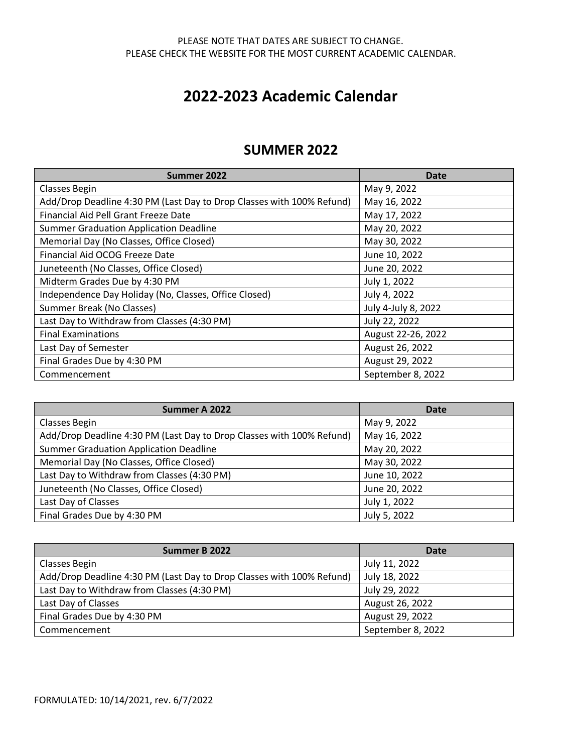PLEASE NOTE THAT DATES ARE SUBJECT TO CHANGE.
PLEASE CHECK THE WEBSITE FOR THE MOST CURRENT ACADEMIC CALENDAR.

# 2022-2023 Academic Calendar

## SUMMER 2022

| Summer 2022 | Date |
|---|---|
| Classes Begin | May 9, 2022 |
| Add/Drop Deadline 4:30 PM (Last Day to Drop Classes with 100% Refund) | May 16, 2022 |
| Financial Aid Pell Grant Freeze Date | May 17, 2022 |
| Summer Graduation Application Deadline | May 20, 2022 |
| Memorial Day (No Classes, Office Closed) | May 30, 2022 |
| Financial Aid OCOG Freeze Date | June 10, 2022 |
| Juneteenth (No Classes, Office Closed) | June 20, 2022 |
| Midterm Grades Due by 4:30 PM | July 1, 2022 |
| Independence Day Holiday (No, Classes, Office Closed) | July 4, 2022 |
| Summer Break (No Classes) | July 4-July 8, 2022 |
| Last Day to Withdraw from Classes (4:30 PM) | July 22, 2022 |
| Final Examinations | August 22-26, 2022 |
| Last Day of Semester | August 26, 2022 |
| Final Grades Due by 4:30 PM | August 29, 2022 |
| Commencement | September 8, 2022 |

| Summer A 2022 | Date |
|---|---|
| Classes Begin | May 9, 2022 |
| Add/Drop Deadline 4:30 PM (Last Day to Drop Classes with 100% Refund) | May 16, 2022 |
| Summer Graduation Application Deadline | May 20, 2022 |
| Memorial Day (No Classes, Office Closed) | May 30, 2022 |
| Last Day to Withdraw from Classes (4:30 PM) | June 10, 2022 |
| Juneteenth (No Classes, Office Closed) | June 20, 2022 |
| Last Day of Classes | July 1, 2022 |
| Final Grades Due by 4:30 PM | July 5, 2022 |

| Summer B 2022 | Date |
|---|---|
| Classes Begin | July 11, 2022 |
| Add/Drop Deadline 4:30 PM (Last Day to Drop Classes with 100% Refund) | July 18, 2022 |
| Last Day to Withdraw from Classes (4:30 PM) | July 29, 2022 |
| Last Day of Classes | August 26, 2022 |
| Final Grades Due by 4:30 PM | August 29, 2022 |
| Commencement | September 8, 2022 |

FORMULATED: 10/14/2021, rev. 6/7/2022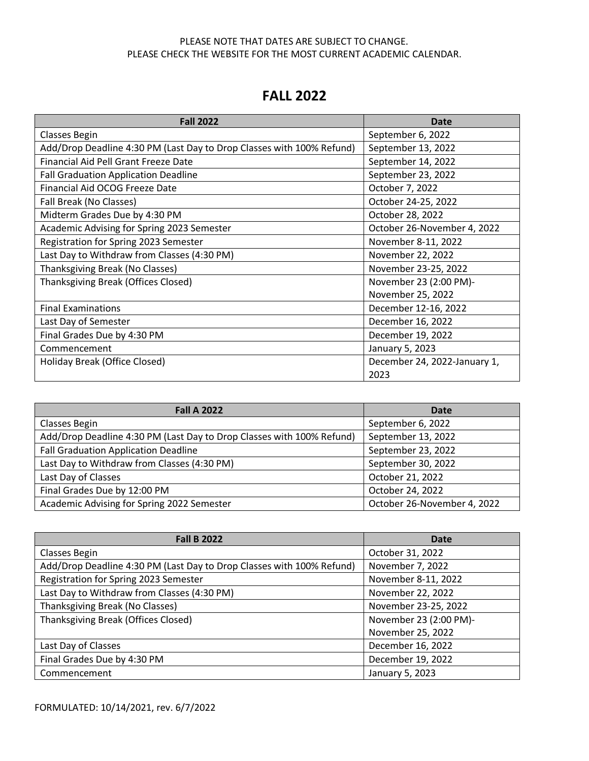PLEASE NOTE THAT DATES ARE SUBJECT TO CHANGE.
PLEASE CHECK THE WEBSITE FOR THE MOST CURRENT ACADEMIC CALENDAR.

# FALL 2022

| Fall 2022 | Date |
|---|---|
| Classes Begin | September 6, 2022 |
| Add/Drop Deadline 4:30 PM (Last Day to Drop Classes with 100% Refund) | September 13, 2022 |
| Financial Aid Pell Grant Freeze Date | September 14, 2022 |
| Fall Graduation Application Deadline | September 23, 2022 |
| Financial Aid OCOG Freeze Date | October 7, 2022 |
| Fall Break (No Classes) | October 24-25, 2022 |
| Midterm Grades Due by 4:30 PM | October 28, 2022 |
| Academic Advising for Spring 2023 Semester | October 26-November 4, 2022 |
| Registration for Spring 2023 Semester | November 8-11, 2022 |
| Last Day to Withdraw from Classes (4:30 PM) | November 22, 2022 |
| Thanksgiving Break (No Classes) | November 23-25, 2022 |
| Thanksgiving Break (Offices Closed) | November 23 (2:00 PM)-November 25, 2022 |
| Final Examinations | December 12-16, 2022 |
| Last Day of Semester | December 16, 2022 |
| Final Grades Due by 4:30 PM | December 19, 2022 |
| Commencement | January 5, 2023 |
| Holiday Break (Office Closed) | December 24, 2022-January 1, 2023 |

| Fall A 2022 | Date |
|---|---|
| Classes Begin | September 6, 2022 |
| Add/Drop Deadline 4:30 PM (Last Day to Drop Classes with 100% Refund) | September 13, 2022 |
| Fall Graduation Application Deadline | September 23, 2022 |
| Last Day to Withdraw from Classes (4:30 PM) | September 30, 2022 |
| Last Day of Classes | October 21, 2022 |
| Final Grades Due by 12:00 PM | October 24, 2022 |
| Academic Advising for Spring 2022 Semester | October 26-November 4, 2022 |

| Fall B 2022 | Date |
|---|---|
| Classes Begin | October 31, 2022 |
| Add/Drop Deadline 4:30 PM (Last Day to Drop Classes with 100% Refund) | November 7, 2022 |
| Registration for Spring 2023 Semester | November 8-11, 2022 |
| Last Day to Withdraw from Classes (4:30 PM) | November 22, 2022 |
| Thanksgiving Break (No Classes) | November 23-25, 2022 |
| Thanksgiving Break (Offices Closed) | November 23 (2:00 PM)-November 25, 2022 |
| Last Day of Classes | December 16, 2022 |
| Final Grades Due by 4:30 PM | December 19, 2022 |
| Commencement | January 5, 2023 |

FORMULATED: 10/14/2021, rev. 6/7/2022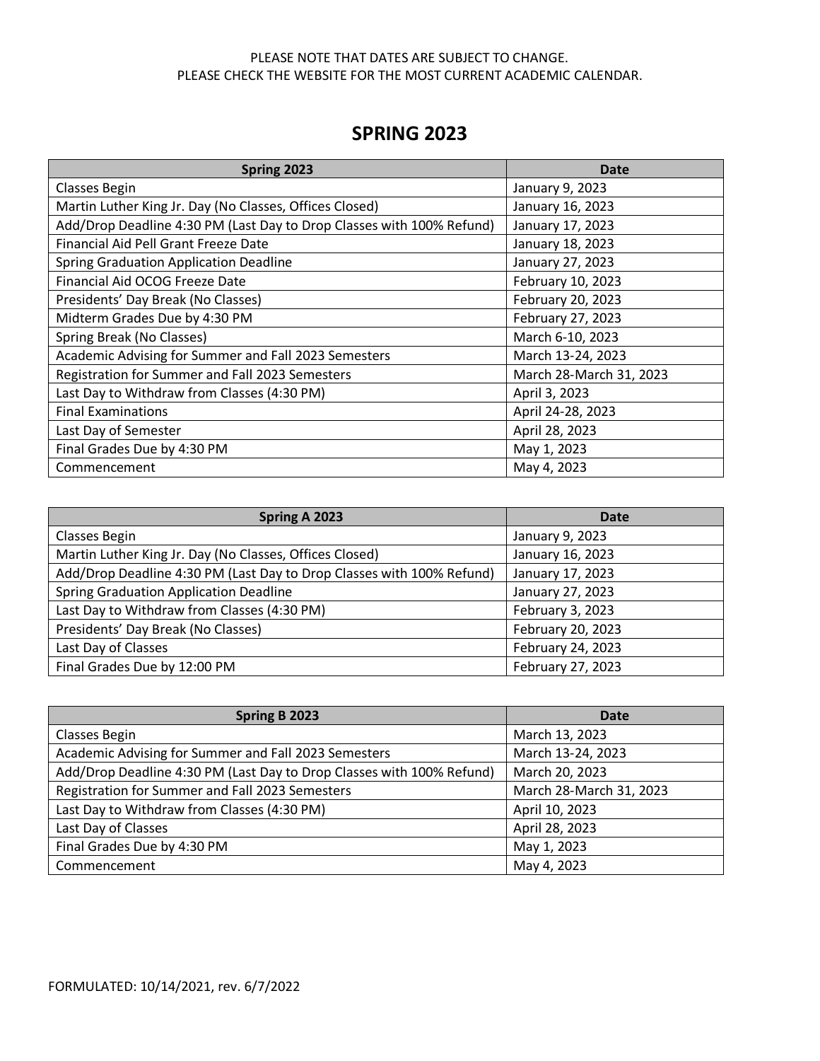PLEASE NOTE THAT DATES ARE SUBJECT TO CHANGE.
PLEASE CHECK THE WEBSITE FOR THE MOST CURRENT ACADEMIC CALENDAR.

# SPRING 2023

| Spring 2023 | Date |
|---|---|
| Classes Begin | January 9, 2023 |
| Martin Luther King Jr. Day (No Classes, Offices Closed) | January 16, 2023 |
| Add/Drop Deadline 4:30 PM (Last Day to Drop Classes with 100% Refund) | January 17, 2023 |
| Financial Aid Pell Grant Freeze Date | January 18, 2023 |
| Spring Graduation Application Deadline | January 27, 2023 |
| Financial Aid OCOG Freeze Date | February 10, 2023 |
| Presidents' Day Break (No Classes) | February 20, 2023 |
| Midterm Grades Due by 4:30 PM | February 27, 2023 |
| Spring Break (No Classes) | March 6-10, 2023 |
| Academic Advising for Summer and Fall 2023 Semesters | March 13-24, 2023 |
| Registration for Summer and Fall 2023 Semesters | March 28-March 31, 2023 |
| Last Day to Withdraw from Classes (4:30 PM) | April 3, 2023 |
| Final Examinations | April 24-28, 2023 |
| Last Day of Semester | April 28, 2023 |
| Final Grades Due by 4:30 PM | May 1, 2023 |
| Commencement | May 4, 2023 |

| Spring A 2023 | Date |
|---|---|
| Classes Begin | January 9, 2023 |
| Martin Luther King Jr. Day (No Classes, Offices Closed) | January 16, 2023 |
| Add/Drop Deadline 4:30 PM (Last Day to Drop Classes with 100% Refund) | January 17, 2023 |
| Spring Graduation Application Deadline | January 27, 2023 |
| Last Day to Withdraw from Classes (4:30 PM) | February 3, 2023 |
| Presidents' Day Break (No Classes) | February 20, 2023 |
| Last Day of Classes | February 24, 2023 |
| Final Grades Due by 12:00 PM | February 27, 2023 |

| Spring B 2023 | Date |
|---|---|
| Classes Begin | March 13, 2023 |
| Academic Advising for Summer and Fall 2023 Semesters | March 13-24, 2023 |
| Add/Drop Deadline 4:30 PM (Last Day to Drop Classes with 100% Refund) | March 20, 2023 |
| Registration for Summer and Fall 2023 Semesters | March 28-March 31, 2023 |
| Last Day to Withdraw from Classes (4:30 PM) | April 10, 2023 |
| Last Day of Classes | April 28, 2023 |
| Final Grades Due by 4:30 PM | May 1, 2023 |
| Commencement | May 4, 2023 |

FORMULATED: 10/14/2021, rev. 6/7/2022